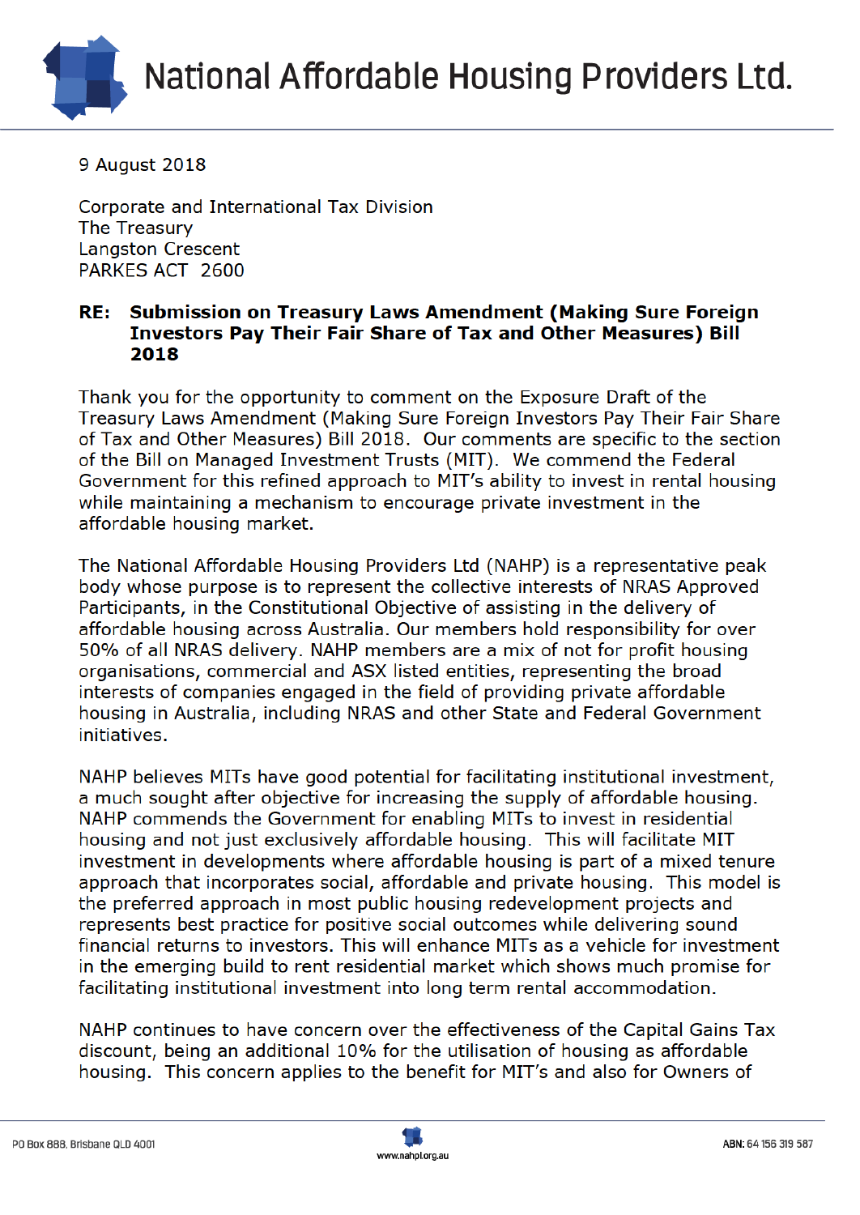# National Affordable Housing Providers Ltd.

9 August 2018

Corporate and International Tax Division
The Treasury
Langston Crescent
PARKES ACT 2600

**RE: Submission on Treasury Laws Amendment (Making Sure Foreign Investors Pay Their Fair Share of Tax and Other Measures) Bill 2018**

Thank you for the opportunity to comment on the Exposure Draft of the Treasury Laws Amendment (Making Sure Foreign Investors Pay Their Fair Share of Tax and Other Measures) Bill 2018. Our comments are specific to the section of the Bill on Managed Investment Trusts (MIT). We commend the Federal Government for this refined approach to MIT's ability to invest in rental housing while maintaining a mechanism to encourage private investment in the affordable housing market.

The National Affordable Housing Providers Ltd (NAHP) is a representative peak body whose purpose is to represent the collective interests of NRAS Approved Participants, in the Constitutional Objective of assisting in the delivery of affordable housing across Australia. Our members hold responsibility for over 50% of all NRAS delivery. NAHP members are a mix of not for profit housing organisations, commercial and ASX listed entities, representing the broad interests of companies engaged in the field of providing private affordable housing in Australia, including NRAS and other State and Federal Government initiatives.

NAHP believes MITs have good potential for facilitating institutional investment, a much sought after objective for increasing the supply of affordable housing. NAHP commends the Government for enabling MITs to invest in residential housing and not just exclusively affordable housing. This will facilitate MIT investment in developments where affordable housing is part of a mixed tenure approach that incorporates social, affordable and private housing. This model is the preferred approach in most public housing redevelopment projects and represents best practice for positive social outcomes while delivering sound financial returns to investors. This will enhance MITs as a vehicle for investment in the emerging build to rent residential market which shows much promise for facilitating institutional investment into long term rental accommodation.

NAHP continues to have concern over the effectiveness of the Capital Gains Tax discount, being an additional 10% for the utilisation of housing as affordable housing. This concern applies to the benefit for MIT's and also for Owners of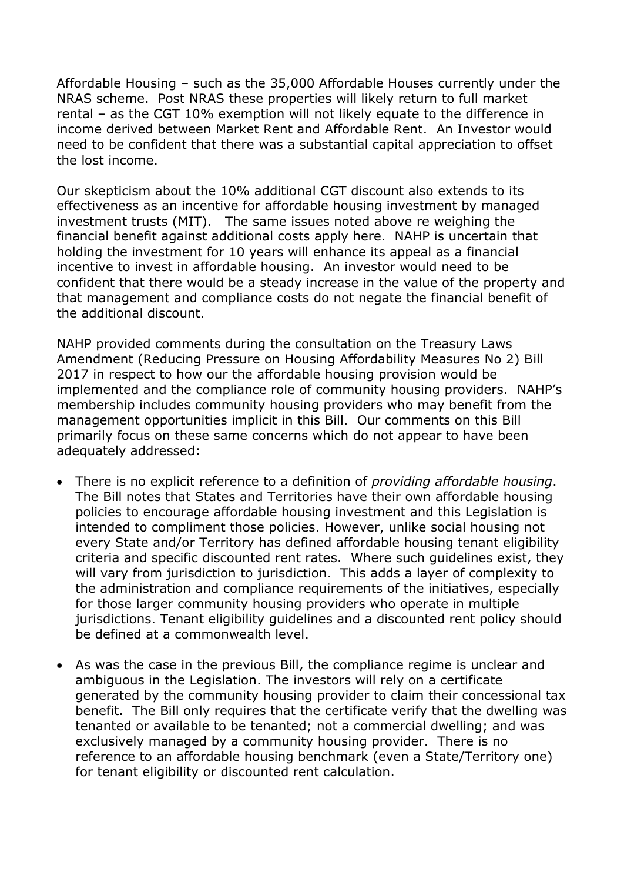Affordable Housing – such as the 35,000 Affordable Houses currently under the NRAS scheme. Post NRAS these properties will likely return to full market rental – as the CGT 10% exemption will not likely equate to the difference in income derived between Market Rent and Affordable Rent. An Investor would need to be confident that there was a substantial capital appreciation to offset the lost income.

Our skepticism about the 10% additional CGT discount also extends to its effectiveness as an incentive for affordable housing investment by managed investment trusts (MIT). The same issues noted above re weighing the financial benefit against additional costs apply here. NAHP is uncertain that holding the investment for 10 years will enhance its appeal as a financial incentive to invest in affordable housing. An investor would need to be confident that there would be a steady increase in the value of the property and that management and compliance costs do not negate the financial benefit of the additional discount.

NAHP provided comments during the consultation on the Treasury Laws Amendment (Reducing Pressure on Housing Affordability Measures No 2) Bill 2017 in respect to how our the affordable housing provision would be implemented and the compliance role of community housing providers. NAHP's membership includes community housing providers who may benefit from the management opportunities implicit in this Bill. Our comments on this Bill primarily focus on these same concerns which do not appear to have been adequately addressed:

- There is no explicit reference to a definition of *providing affordable housing*. The Bill notes that States and Territories have their own affordable housing policies to encourage affordable housing investment and this Legislation is intended to compliment those policies. However, unlike social housing not every State and/or Territory has defined affordable housing tenant eligibility criteria and specific discounted rent rates. Where such guidelines exist, they will vary from jurisdiction to jurisdiction. This adds a layer of complexity to the administration and compliance requirements of the initiatives, especially for those larger community housing providers who operate in multiple jurisdictions. Tenant eligibility guidelines and a discounted rent policy should be defined at a commonwealth level.

- As was the case in the previous Bill, the compliance regime is unclear and ambiguous in the Legislation. The investors will rely on a certificate generated by the community housing provider to claim their concessional tax benefit. The Bill only requires that the certificate verify that the dwelling was tenanted or available to be tenanted; not a commercial dwelling; and was exclusively managed by a community housing provider. There is no reference to an affordable housing benchmark (even a State/Territory one) for tenant eligibility or discounted rent calculation.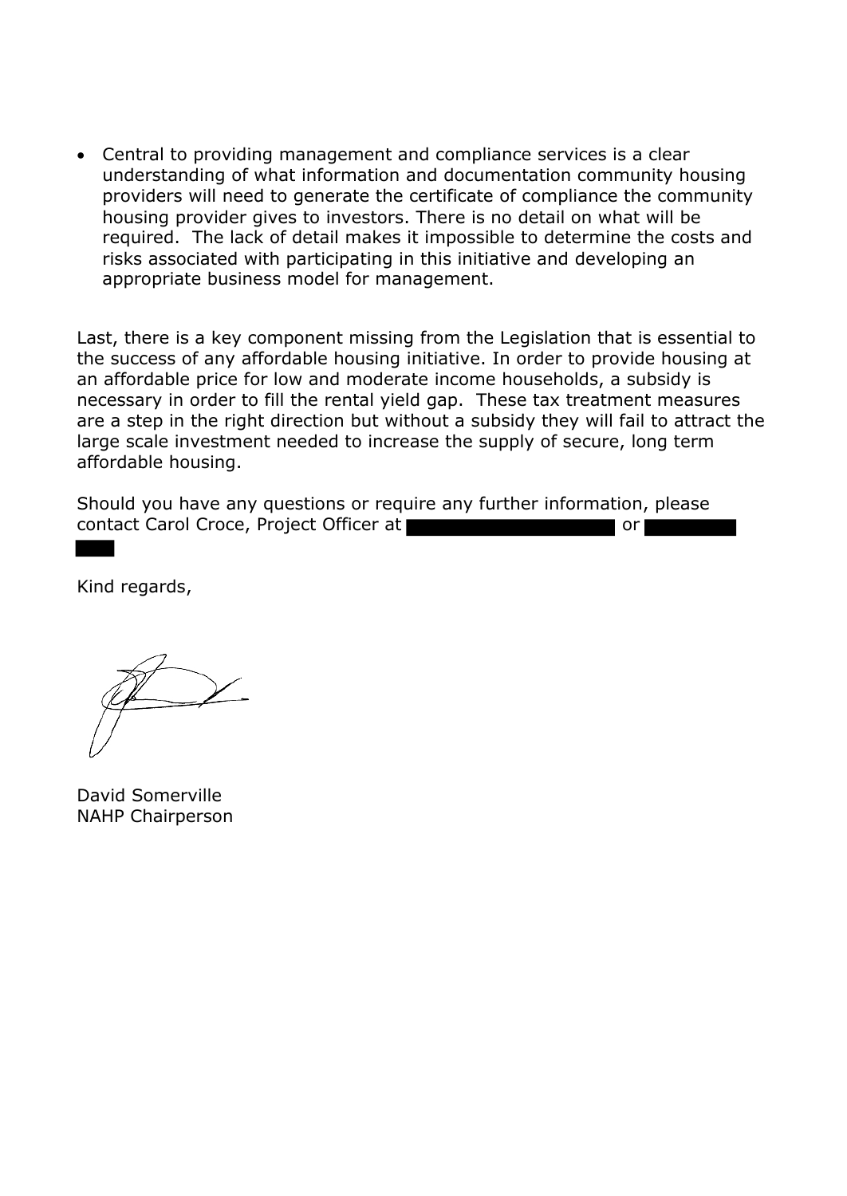- Central to providing management and compliance services is a clear understanding of what information and documentation community housing providers will need to generate the certificate of compliance the community housing provider gives to investors. There is no detail on what will be required. The lack of detail makes it impossible to determine the costs and risks associated with participating in this initiative and developing an appropriate business model for management.

Last, there is a key component missing from the Legislation that is essential to the success of any affordable housing initiative. In order to provide housing at an affordable price for low and moderate income households, a subsidy is necessary in order to fill the rental yield gap. These tax treatment measures are a step in the right direction but without a subsidy they will fail to attract the large scale investment needed to increase the supply of secure, long term affordable housing.

Should you have any questions or require any further information, please contact Carol Croce, Project Officer at [redacted] or [redacted]

Kind regards,

David Somerville
NAHP Chairperson